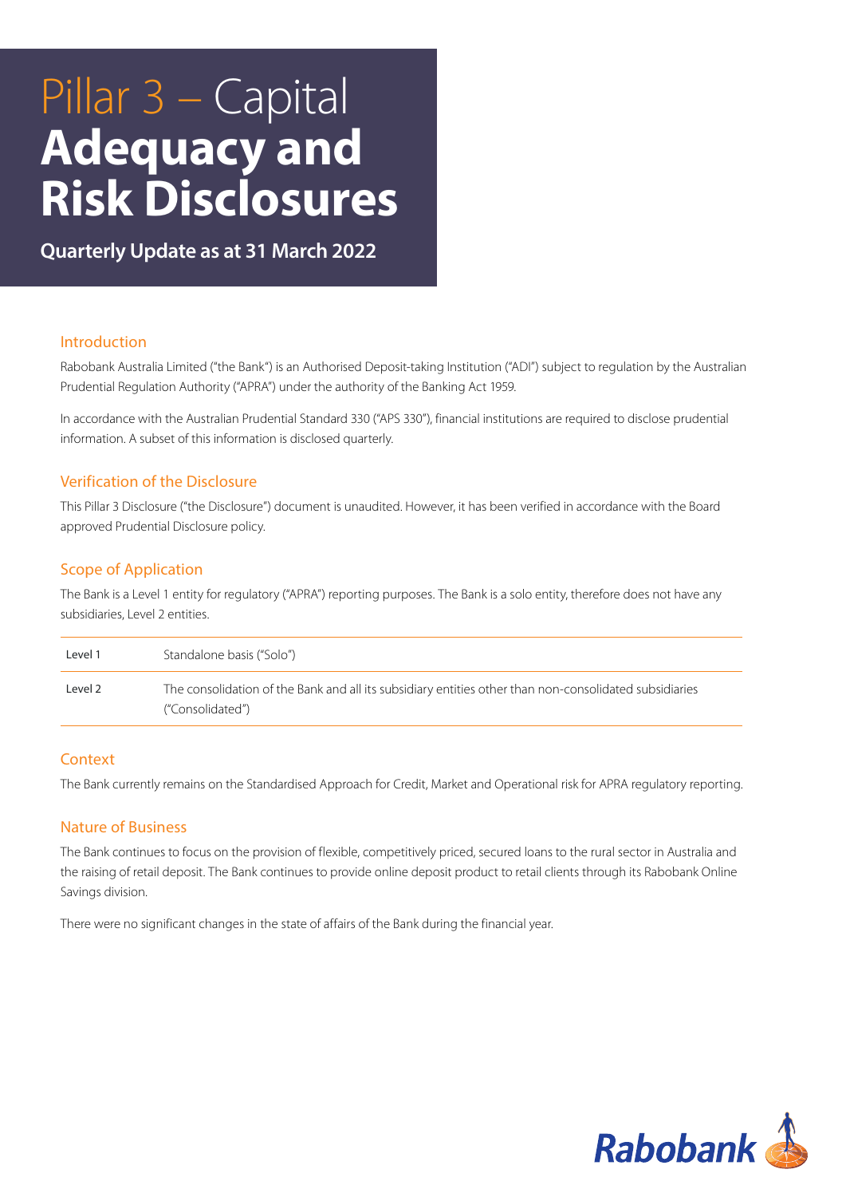# Pillar 3 – Capital **Adequacy and Risk Disclosures**

**Quarterly Update as at 31 March 2022**

## Introduction

Rabobank Australia Limited ("the Bank") is an Authorised Deposit-taking Institution ("ADI") subject to regulation by the Australian Prudential Regulation Authority ("APRA") under the authority of the Banking Act 1959.

In accordance with the Australian Prudential Standard 330 ("APS 330"), financial institutions are required to disclose prudential information. A subset of this information is disclosed quarterly.

## Verification of the Disclosure

This Pillar 3 Disclosure ("the Disclosure") document is unaudited. However, it has been verified in accordance with the Board approved Prudential Disclosure policy.

## Scope of Application

The Bank is a Level 1 entity for regulatory ("APRA") reporting purposes. The Bank is a solo entity, therefore does not have any subsidiaries, Level 2 entities.

| | |
|---|---|
| Level 1 | Standalone basis ("Solo") |
| Level 2 | The consolidation of the Bank and all its subsidiary entities other than non-consolidated subsidiaries ("Consolidated") |

## Context

The Bank currently remains on the Standardised Approach for Credit, Market and Operational risk for APRA regulatory reporting.

## Nature of Business

The Bank continues to focus on the provision of flexible, competitively priced, secured loans to the rural sector in Australia and the raising of retail deposit. The Bank continues to provide online deposit product to retail clients through its Rabobank Online Savings division.

There were no significant changes in the state of affairs of the Bank during the financial year.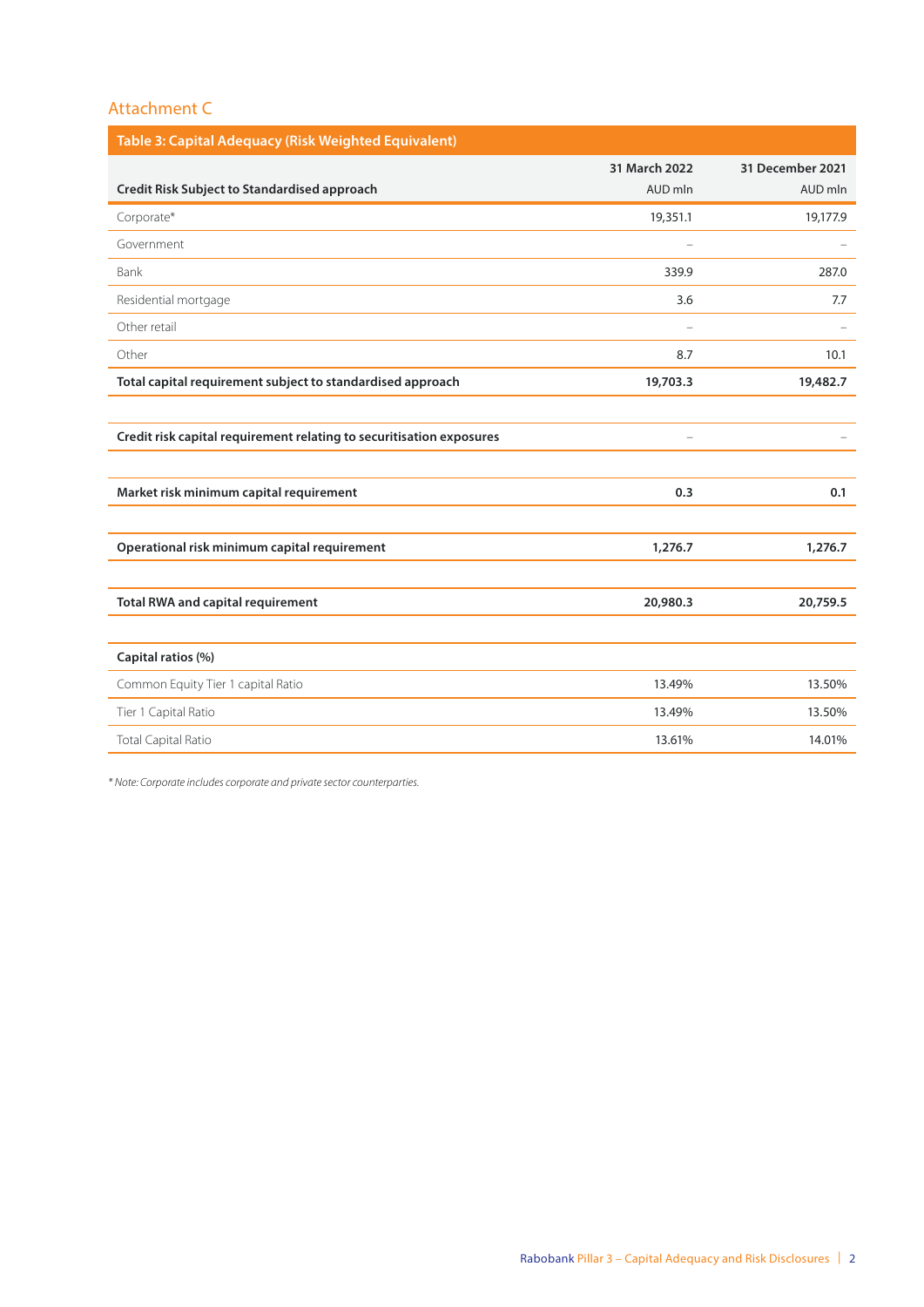## Attachment C

| Table 3: Capital Adequacy (Risk Weighted Equivalent) | | |
|---|---|---|
| **Credit Risk Subject to Standardised approach** | **31 March 2022** AUD mln | **31 December 2021** AUD mln |
| Corporate* | 19,351.1 | 19,177.9 |
| Government | – | – |
| Bank | 339.9 | 287.0 |
| Residential mortgage | 3.6 | 7.7 |
| Other retail | – | – |
| Other | 8.7 | 10.1 |
| **Total capital requirement subject to standardised approach** | **19,703.3** | **19,482.7** |
| | | |
| **Credit risk capital requirement relating to securitisation exposures** | – | – |
| | | |
| **Market risk minimum capital requirement** | **0.3** | **0.1** |
| | | |
| **Operational risk minimum capital requirement** | **1,276.7** | **1,276.7** |
| | | |
| **Total RWA and capital requirement** | **20,980.3** | **20,759.5** |
| | | |
| **Capital ratios (%)** | | |
| Common Equity Tier 1 capital Ratio | 13.49% | 13.50% |
| Tier 1 Capital Ratio | 13.49% | 13.50% |
| Total Capital Ratio | 13.61% | 14.01% |

*\* Note: Corporate includes corporate and private sector counterparties.*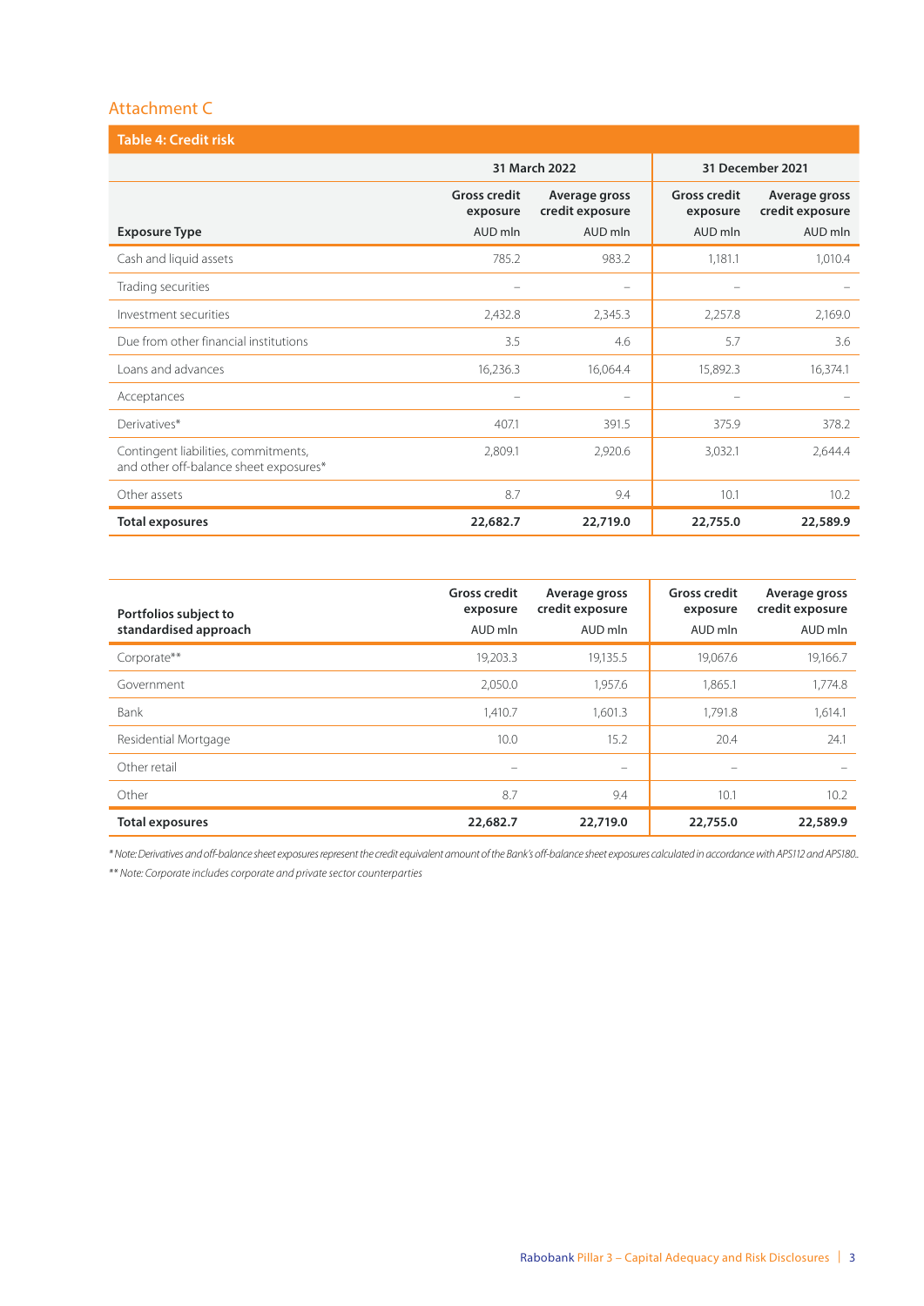## Attachment C

**Table 4: Credit risk**

| | 31 March 2022 | | 31 December 2021 | |
|---|---|---|---|---|
| | Gross credit exposure | Average gross credit exposure | Gross credit exposure | Average gross credit exposure |
| **Exposure Type** | AUD mln | AUD mln | AUD mln | AUD mln |
| Cash and liquid assets | 785.2 | 983.2 | 1,181.1 | 1,010.4 |
| Trading securities | – | – | – | – |
| Investment securities | 2,432.8 | 2,345.3 | 2,257.8 | 2,169.0 |
| Due from other financial institutions | 3.5 | 4.6 | 5.7 | 3.6 |
| Loans and advances | 16,236.3 | 16,064.4 | 15,892.3 | 16,374.1 |
| Acceptances | – | – | – | – |
| Derivatives* | 407.1 | 391.5 | 375.9 | 378.2 |
| Contingent liabilities, commitments, and other off-balance sheet exposures* | 2,809.1 | 2,920.6 | 3,032.1 | 2,644.4 |
| Other assets | 8.7 | 9.4 | 10.1 | 10.2 |
| **Total exposures** | **22,682.7** | **22,719.0** | **22,755.0** | **22,589.9** |

| | Gross credit exposure | Average gross credit exposure | Gross credit exposure | Average gross credit exposure |
|---|---|---|---|---|
| **Portfolios subject to standardised approach** | AUD mln | AUD mln | AUD mln | AUD mln |
| Corporate** | 19,203.3 | 19,135.5 | 19,067.6 | 19,166.7 |
| Government | 2,050.0 | 1,957.6 | 1,865.1 | 1,774.8 |
| Bank | 1,410.7 | 1,601.3 | 1,791.8 | 1,614.1 |
| Residential Mortgage | 10.0 | 15.2 | 20.4 | 24.1 |
| Other retail | – | – | – | – |
| Other | 8.7 | 9.4 | 10.1 | 10.2 |
| **Total exposures** | **22,682.7** | **22,719.0** | **22,755.0** | **22,589.9** |

*\* Note: Derivatives and off-balance sheet exposures represent the credit equivalent amount of the Bank's off-balance sheet exposures calculated in accordance with APS112 and APS180.*

*\*\* Note: Corporate includes corporate and private sector counterparties*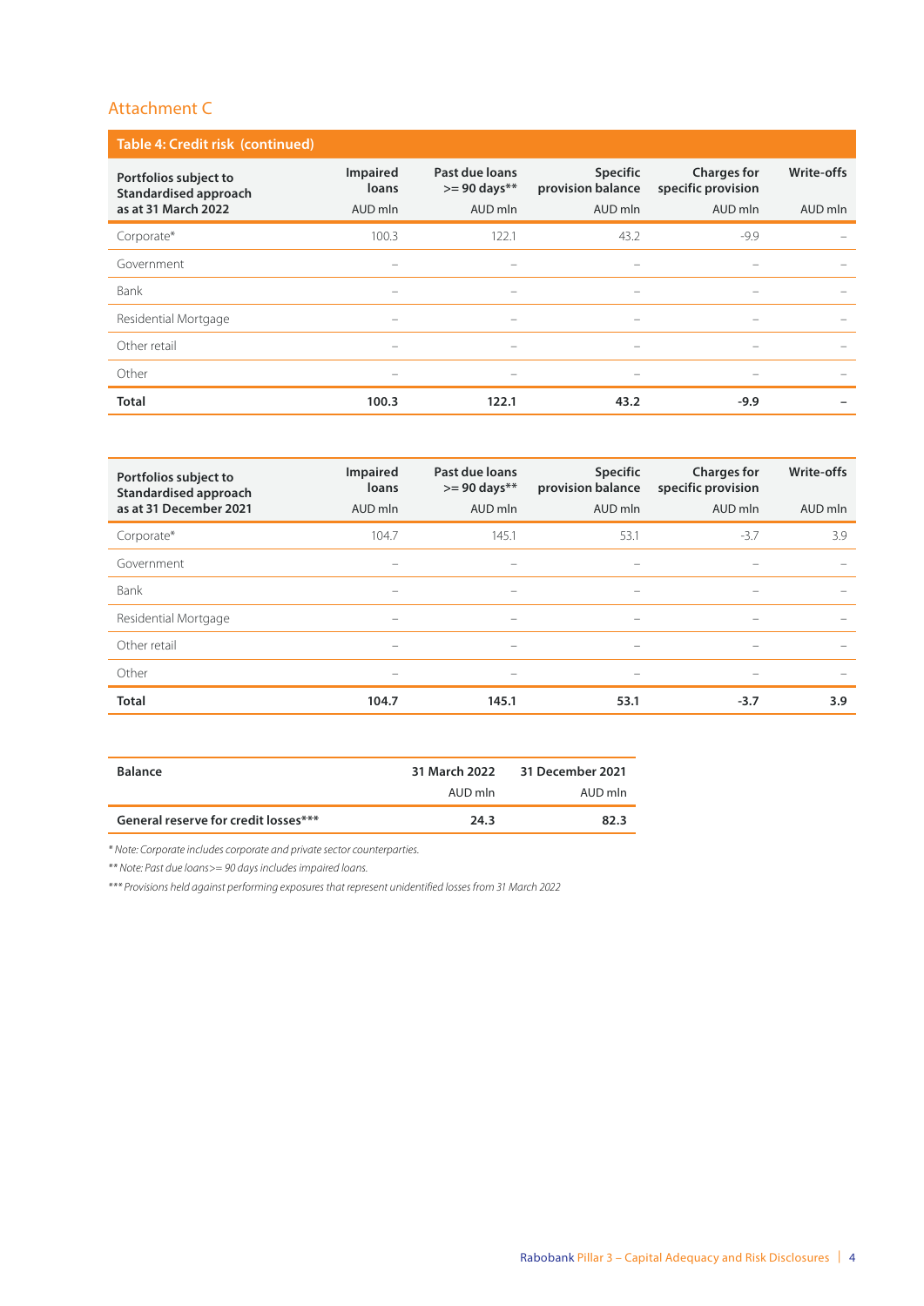## Attachment C

**Table 4: Credit risk (continued)**

| Portfolios subject to Standardised approach as at 31 March 2022 | Impaired loans AUD mln | Past due loans >= 90 days** AUD mln | Specific provision balance AUD mln | Charges for specific provision AUD mln | Write-offs AUD mln |
|---|---|---|---|---|---|
| Corporate* | 100.3 | 122.1 | 43.2 | -9.9 | – |
| Government | – | – | – | – | – |
| Bank | – | – | – | – | – |
| Residential Mortgage | – | – | – | – | – |
| Other retail | – | – | – | – | – |
| Other | – | – | – | – | – |
| **Total** | **100.3** | **122.1** | **43.2** | **-9.9** | **–** |

| Portfolios subject to Standardised approach as at 31 December 2021 | Impaired loans AUD mln | Past due loans >= 90 days** AUD mln | Specific provision balance AUD mln | Charges for specific provision AUD mln | Write-offs AUD mln |
|---|---|---|---|---|---|
| Corporate* | 104.7 | 145.1 | 53.1 | -3.7 | 3.9 |
| Government | – | – | – | – | – |
| Bank | – | – | – | – | – |
| Residential Mortgage | – | – | – | – | – |
| Other retail | – | – | – | – | – |
| Other | – | – | – | – | – |
| **Total** | **104.7** | **145.1** | **53.1** | **-3.7** | **3.9** |

| Balance | 31 March 2022 AUD mln | 31 December 2021 AUD mln |
|---|---|---|
| **General reserve for credit losses*** ** | **24.3** | **82.3** |

*\* Note: Corporate includes corporate and private sector counterparties.*

*\*\* Note: Past due loans>= 90 days includes impaired loans.*

*\*\*\* Provisions held against performing exposures that represent unidentified losses from 31 March 2022*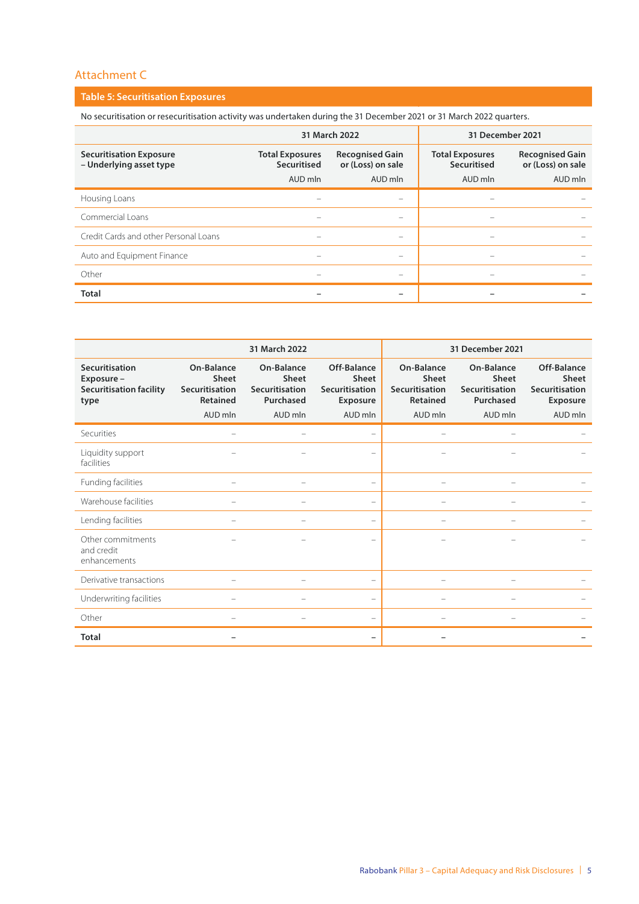## Attachment C

### Table 5: Securitisation Exposures

No securitisation or resecuritisation activity was undertaken during the 31 December 2021 or 31 March 2022 quarters.

| | 31 March 2022 | | 31 December 2021 | |
|---|---|---|---|---|
| **Securitisation Exposure – Underlying asset type** | **Total Exposures Securitised** AUD mln | **Recognised Gain or (Loss) on sale** AUD mln | **Total Exposures Securitised** AUD mln | **Recognised Gain or (Loss) on sale** AUD mln |
| Housing Loans | – | – | – | – |
| Commercial Loans | – | – | – | – |
| Credit Cards and other Personal Loans | – | – | – | – |
| Auto and Equipment Finance | – | – | – | – |
| Other | – | – | – | – |
| **Total** | **–** | **–** | **–** | **–** |

| | 31 March 2022 | | | 31 December 2021 | | |
|---|---|---|---|---|---|---|
| **Securitisation Exposure – Securitisation facility type** | **On-Balance Sheet Securitisation Retained** AUD mln | **On-Balance Sheet Securitisation Purchased** AUD mln | **Off-Balance Sheet Securitisation Exposure** AUD mln | **On-Balance Sheet Securitisation Retained** AUD mln | **On-Balance Sheet Securitisation Purchased** AUD mln | **Off-Balance Sheet Securitisation Exposure** AUD mln |
| Securities | – | – | – | – | – | – |
| Liquidity support facilities | – | – | – | – | – | – |
| Funding facilities | – | – | – | – | – | – |
| Warehouse facilities | – | – | – | – | – | – |
| Lending facilities | – | – | – | – | – | – |
| Other commitments and credit enhancements | – | – | – | – | – | – |
| Derivative transactions | – | – | – | – | – | – |
| Underwriting facilities | – | – | – | – | – | – |
| Other | – | – | – | – | – | – |
| **Total** | **–** | | **–** | **–** | | **–** |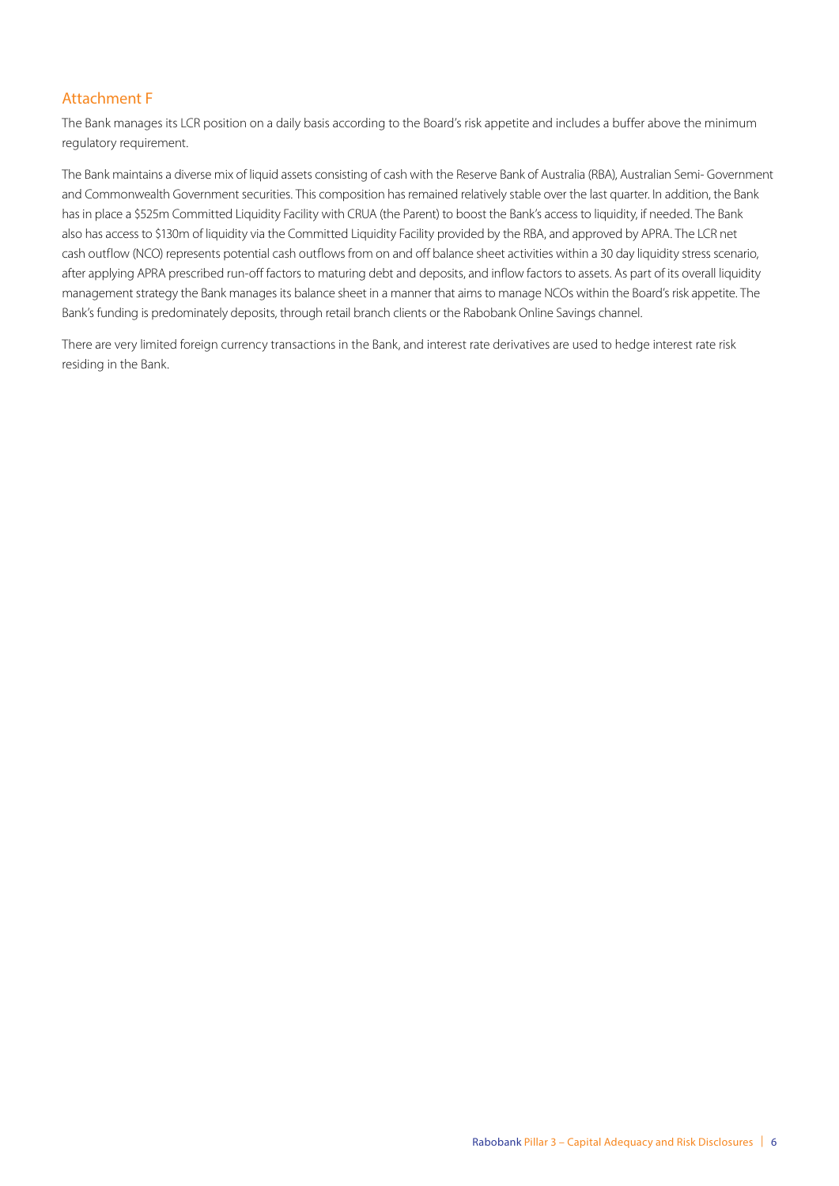## Attachment F

The Bank manages its LCR position on a daily basis according to the Board's risk appetite and includes a buffer above the minimum regulatory requirement.

The Bank maintains a diverse mix of liquid assets consisting of cash with the Reserve Bank of Australia (RBA), Australian Semi- Government and Commonwealth Government securities. This composition has remained relatively stable over the last quarter. In addition, the Bank has in place a $525m Committed Liquidity Facility with CRUA (the Parent) to boost the Bank's access to liquidity, if needed. The Bank also has access to $130m of liquidity via the Committed Liquidity Facility provided by the RBA, and approved by APRA. The LCR net cash outflow (NCO) represents potential cash outflows from on and off balance sheet activities within a 30 day liquidity stress scenario, after applying APRA prescribed run-off factors to maturing debt and deposits, and inflow factors to assets. As part of its overall liquidity management strategy the Bank manages its balance sheet in a manner that aims to manage NCOs within the Board's risk appetite. The Bank's funding is predominately deposits, through retail branch clients or the Rabobank Online Savings channel.

There are very limited foreign currency transactions in the Bank, and interest rate derivatives are used to hedge interest rate risk residing in the Bank.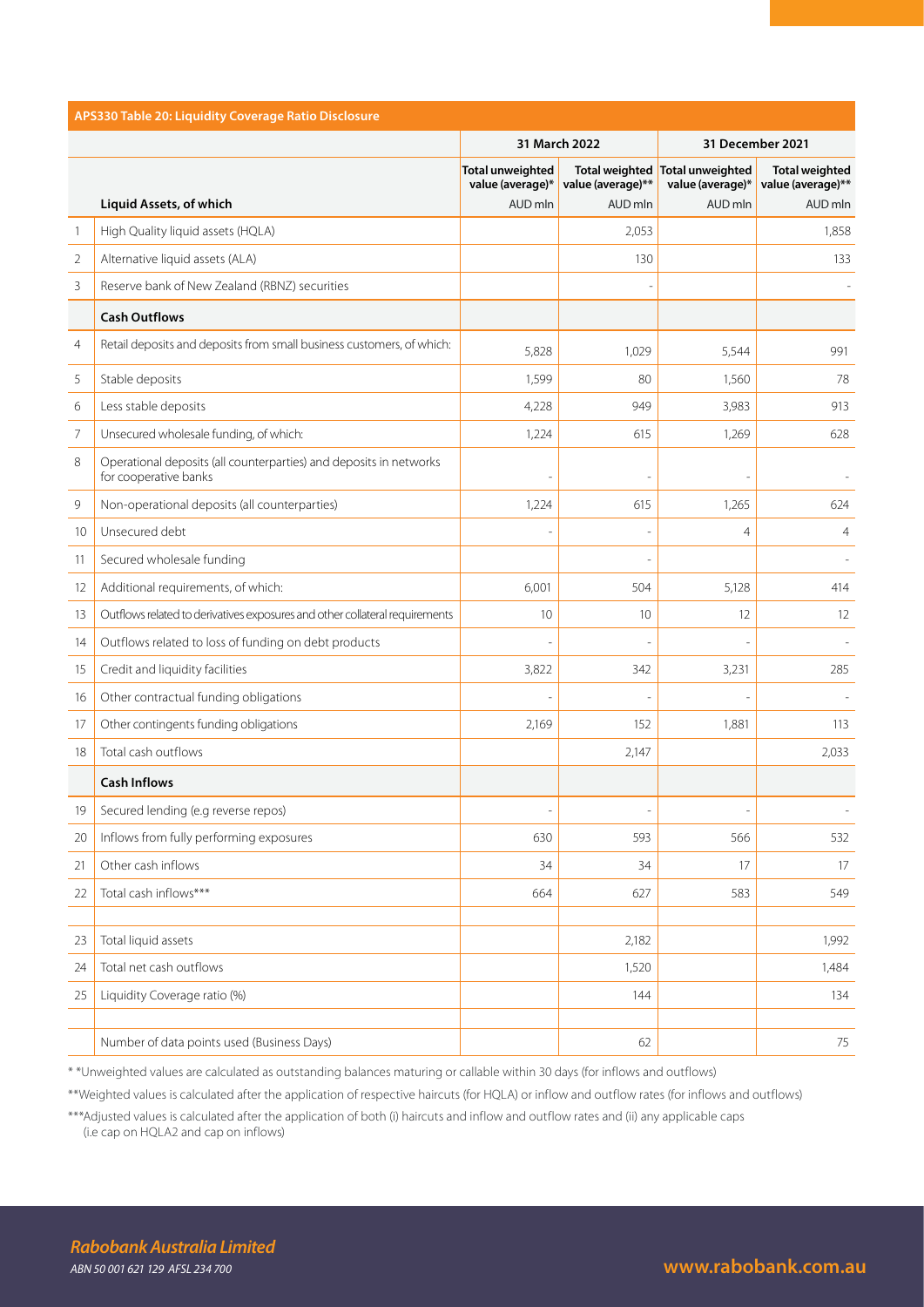| APS330 Table 20: Liquidity Coverage Ratio Disclosure | | | | | |
|---|---|---|---|---|---|
| | | 31 March 2022 | | 31 December 2021 | |
| | | Total unweighted value (average)* | Total weighted value (average)** | Total unweighted value (average)* | Total weighted value (average)** |
| | **Liquid Assets, of which** | AUD mln | AUD mln | AUD mln | AUD mln |
| 1 | High Quality liquid assets (HQLA) | | 2,053 | | 1,858 |
| 2 | Alternative liquid assets (ALA) | | 130 | | 133 |
| 3 | Reserve bank of New Zealand (RBNZ) securities | | - | | - |
| | **Cash Outflows** | | | | |
| 4 | Retail deposits and deposits from small business customers, of which: | 5,828 | 1,029 | 5,544 | 991 |
| 5 | Stable deposits | 1,599 | 80 | 1,560 | 78 |
| 6 | Less stable deposits | 4,228 | 949 | 3,983 | 913 |
| 7 | Unsecured wholesale funding, of which: | 1,224 | 615 | 1,269 | 628 |
| 8 | Operational deposits (all counterparties) and deposits in networks for cooperative banks | - | - | - | - |
| 9 | Non-operational deposits (all counterparties) | 1,224 | 615 | 1,265 | 624 |
| 10 | Unsecured debt | - | - | 4 | 4 |
| 11 | Secured wholesale funding | | - | | - |
| 12 | Additional requirements, of which: | 6,001 | 504 | 5,128 | 414 |
| 13 | Outflows related to derivatives exposures and other collateral requirements | 10 | 10 | 12 | 12 |
| 14 | Outflows related to loss of funding on debt products | - | - | - | - |
| 15 | Credit and liquidity facilities | 3,822 | 342 | 3,231 | 285 |
| 16 | Other contractual funding obligations | - | - | - | - |
| 17 | Other contingents funding obligations | 2,169 | 152 | 1,881 | 113 |
| 18 | Total cash outflows | | 2,147 | | 2,033 |
| | **Cash Inflows** | | | | |
| 19 | Secured lending (e.g reverse repos) | - | - | - | - |
| 20 | Inflows from fully performing exposures | 630 | 593 | 566 | 532 |
| 21 | Other cash inflows | 34 | 34 | 17 | 17 |
| 22 | Total cash inflows*** | 664 | 627 | 583 | 549 |
| | | | | | |
| 23 | Total liquid assets | | 2,182 | | 1,992 |
| 24 | Total net cash outflows | | 1,520 | | 1,484 |
| 25 | Liquidity Coverage ratio (%) | | 144 | | 134 |
| | | | | | |
| | Number of data points used (Business Days) | | 62 | | 75 |

* *Unweighted values are calculated as outstanding balances maturing or callable within 30 days (for inflows and outflows)

**Weighted values is calculated after the application of respective haircuts (for HQLA) or inflow and outflow rates (for inflows and outflows)

***Adjusted values is calculated after the application of both (i) haircuts and inflow and outflow rates and (ii) any applicable caps (i.e cap on HQLA2 and cap on inflows)

*Rabobank Australia Limited*

*ABN 50 001 621 129 AFSL 234 700*

www.rabobank.com.au